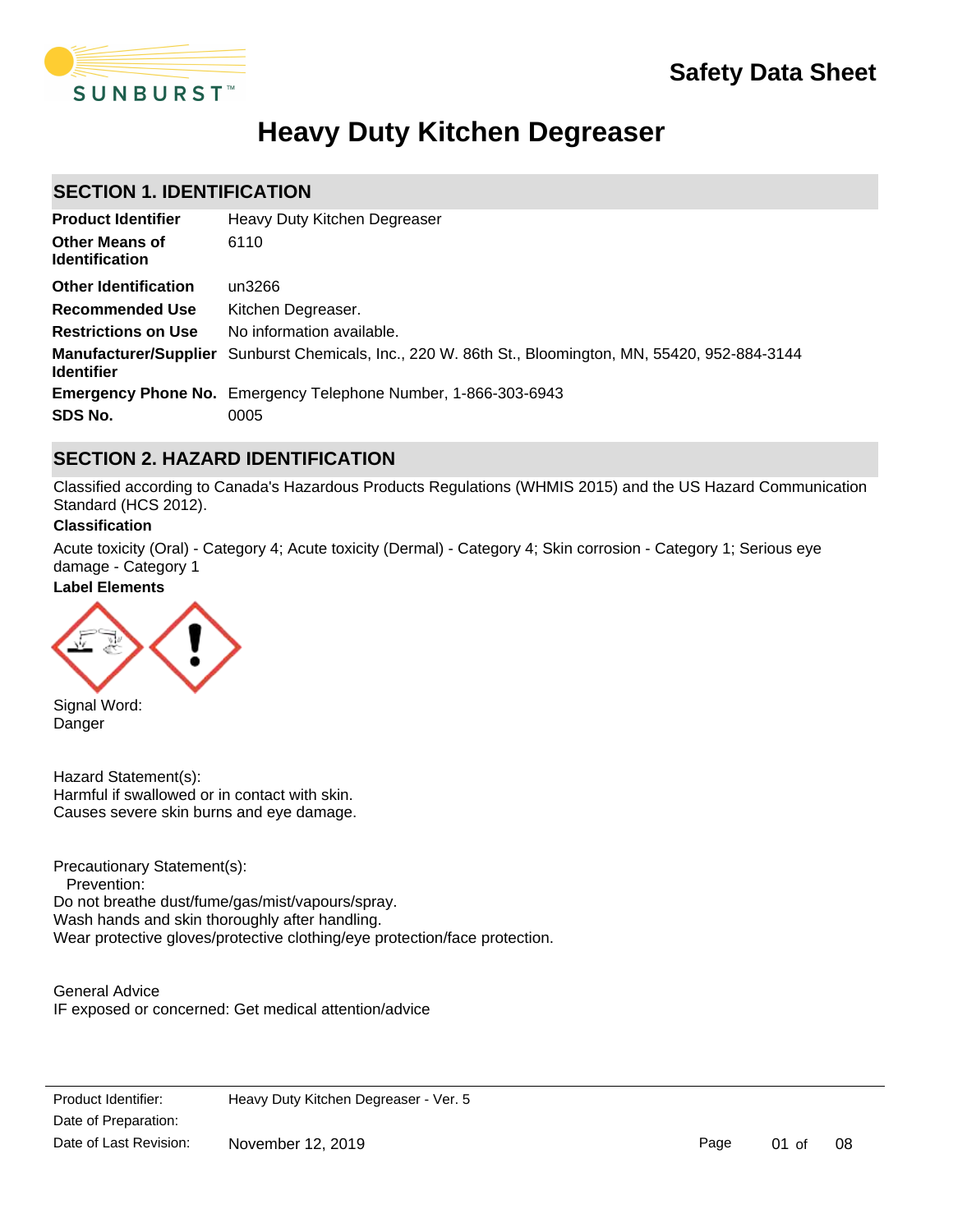# Safety Data Sheet

# Heavy Duty Kitchen Degreaser

## SECTION 1. IDENTIFICATION

| | |
|---|---|
| **Product Identifier** | Heavy Duty Kitchen Degreaser |
| **Other Means of Identification** | 6110 |
| **Other Identification** | un3266 |
| **Recommended Use** | Kitchen Degreaser. |
| **Restrictions on Use** | No information available. |
| **Manufacturer/Supplier Identifier** | Sunburst Chemicals, Inc., 220 W. 86th St., Bloomington, MN, 55420, 952-884-3144 |
| **Emergency Phone No.** | Emergency Telephone Number, 1-866-303-6943 |
| **SDS No.** | 0005 |

## SECTION 2. HAZARD IDENTIFICATION

Classified according to Canada's Hazardous Products Regulations (WHMIS 2015) and the US Hazard Communication Standard (HCS 2012).

**Classification**

Acute toxicity (Oral) - Category 4; Acute toxicity (Dermal) - Category 4; Skin corrosion - Category 1; Serious eye damage - Category 1

**Label Elements**

Signal Word:
Danger

Hazard Statement(s):
Harmful if swallowed or in contact with skin.
Causes severe skin burns and eye damage.

Precautionary Statement(s):
Prevention:
Do not breathe dust/fume/gas/mist/vapours/spray.
Wash hands and skin thoroughly after handling.
Wear protective gloves/protective clothing/eye protection/face protection.

General Advice
IF exposed or concerned: Get medical attention/advice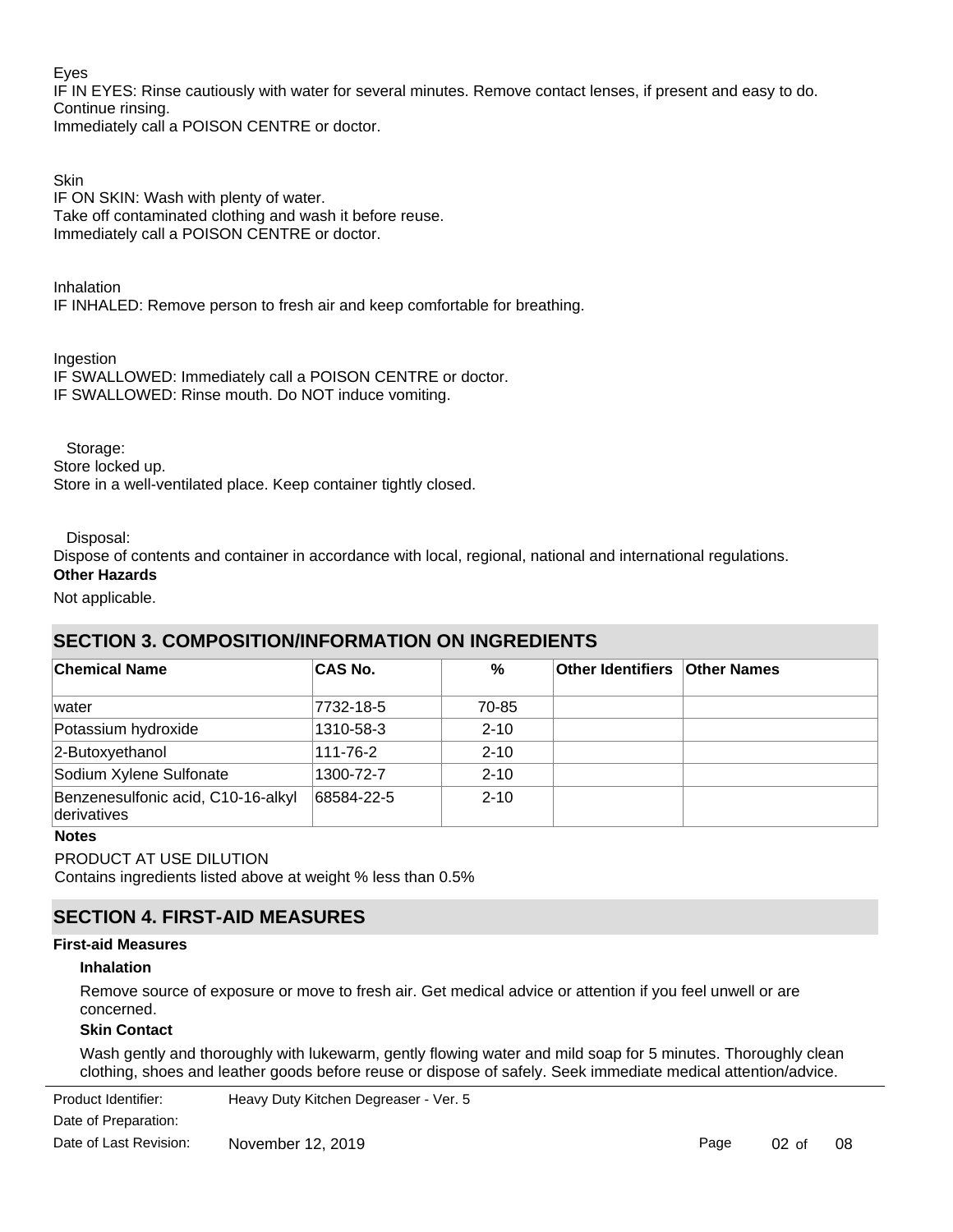Eyes

IF IN EYES: Rinse cautiously with water for several minutes. Remove contact lenses, if present and easy to do. Continue rinsing.

Immediately call a POISON CENTRE or doctor.

Skin

IF ON SKIN: Wash with plenty of water.

Take off contaminated clothing and wash it before reuse.

Immediately call a POISON CENTRE or doctor.

Inhalation

IF INHALED: Remove person to fresh air and keep comfortable for breathing.

Ingestion

IF SWALLOWED: Immediately call a POISON CENTRE or doctor.

IF SWALLOWED: Rinse mouth. Do NOT induce vomiting.

Storage:

Store locked up.

Store in a well-ventilated place. Keep container tightly closed.

Disposal:

Dispose of contents and container in accordance with local, regional, national and international regulations.

**Other Hazards**

Not applicable.

## SECTION 3. COMPOSITION/INFORMATION ON INGREDIENTS

| Chemical Name | CAS No. | % | Other Identifiers | Other Names |
|---|---|---|---|---|
| water | 7732-18-5 | 70-85 | | |
| Potassium hydroxide | 1310-58-3 | 2-10 | | |
| 2-Butoxyethanol | 111-76-2 | 2-10 | | |
| Sodium Xylene Sulfonate | 1300-72-7 | 2-10 | | |
| Benzenesulfonic acid, C10-16-alkyl derivatives | 68584-22-5 | 2-10 | | |

**Notes**

PRODUCT AT USE DILUTION

Contains ingredients listed above at weight % less than 0.5%

## SECTION 4. FIRST-AID MEASURES

**First-aid Measures**

**Inhalation**

Remove source of exposure or move to fresh air. Get medical advice or attention if you feel unwell or are concerned.

**Skin Contact**

Wash gently and thoroughly with lukewarm, gently flowing water and mild soap for 5 minutes. Thoroughly clean clothing, shoes and leather goods before reuse or dispose of safely. Seek immediate medical attention/advice.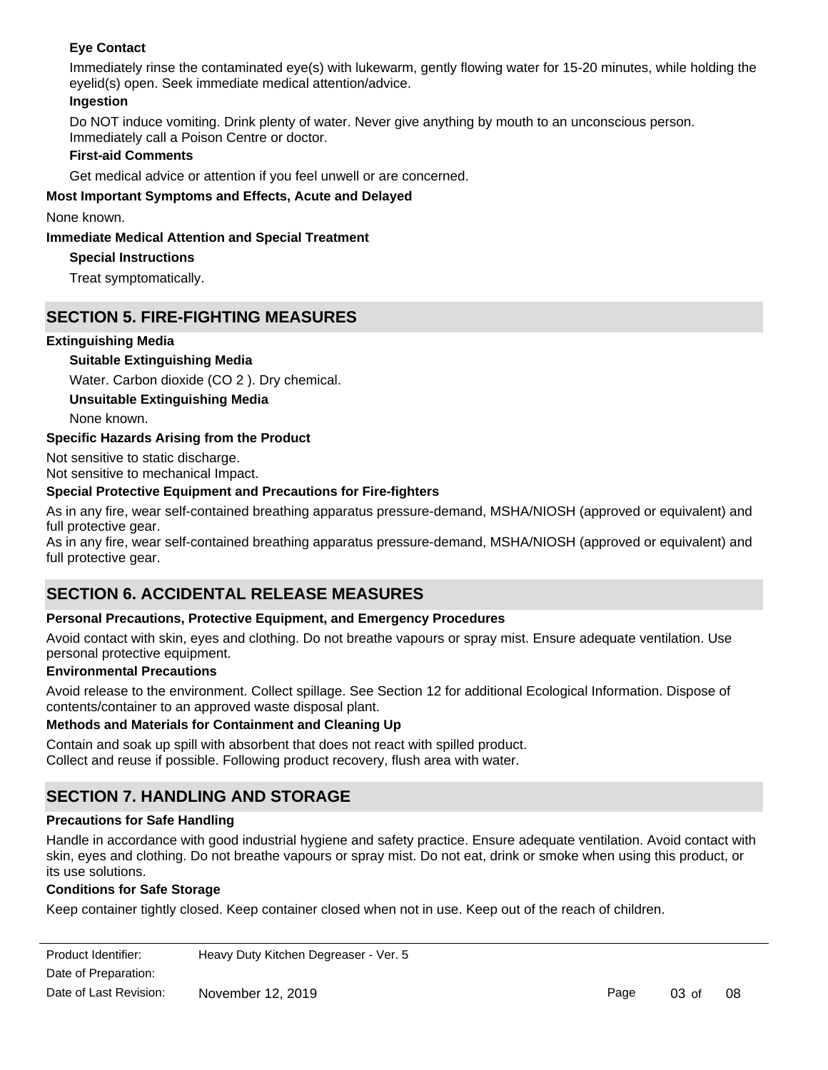**Eye Contact**

Immediately rinse the contaminated eye(s) with lukewarm, gently flowing water for 15-20 minutes, while holding the eyelid(s) open. Seek immediate medical attention/advice.

**Ingestion**

Do NOT induce vomiting. Drink plenty of water. Never give anything by mouth to an unconscious person. Immediately call a Poison Centre or doctor.

**First-aid Comments**

Get medical advice or attention if you feel unwell or are concerned.

**Most Important Symptoms and Effects, Acute and Delayed**

None known.

**Immediate Medical Attention and Special Treatment**

**Special Instructions**

Treat symptomatically.

## SECTION 5. FIRE-FIGHTING MEASURES

**Extinguishing Media**

**Suitable Extinguishing Media**

Water. Carbon dioxide ($CO_2$). Dry chemical.

**Unsuitable Extinguishing Media**

None known.

**Specific Hazards Arising from the Product**

Not sensitive to static discharge.
Not sensitive to mechanical Impact.

**Special Protective Equipment and Precautions for Fire-fighters**

As in any fire, wear self-contained breathing apparatus pressure-demand, MSHA/NIOSH (approved or equivalent) and full protective gear.
As in any fire, wear self-contained breathing apparatus pressure-demand, MSHA/NIOSH (approved or equivalent) and full protective gear.

## SECTION 6. ACCIDENTAL RELEASE MEASURES

**Personal Precautions, Protective Equipment, and Emergency Procedures**

Avoid contact with skin, eyes and clothing. Do not breathe vapours or spray mist. Ensure adequate ventilation. Use personal protective equipment.

**Environmental Precautions**

Avoid release to the environment. Collect spillage. See Section 12 for additional Ecological Information. Dispose of contents/container to an approved waste disposal plant.

**Methods and Materials for Containment and Cleaning Up**

Contain and soak up spill with absorbent that does not react with spilled product.
Collect and reuse if possible. Following product recovery, flush area with water.

## SECTION 7. HANDLING AND STORAGE

**Precautions for Safe Handling**

Handle in accordance with good industrial hygiene and safety practice. Ensure adequate ventilation. Avoid contact with skin, eyes and clothing. Do not breathe vapours or spray mist. Do not eat, drink or smoke when using this product, or its use solutions.

**Conditions for Safe Storage**

Keep container tightly closed. Keep container closed when not in use. Keep out of the reach of children.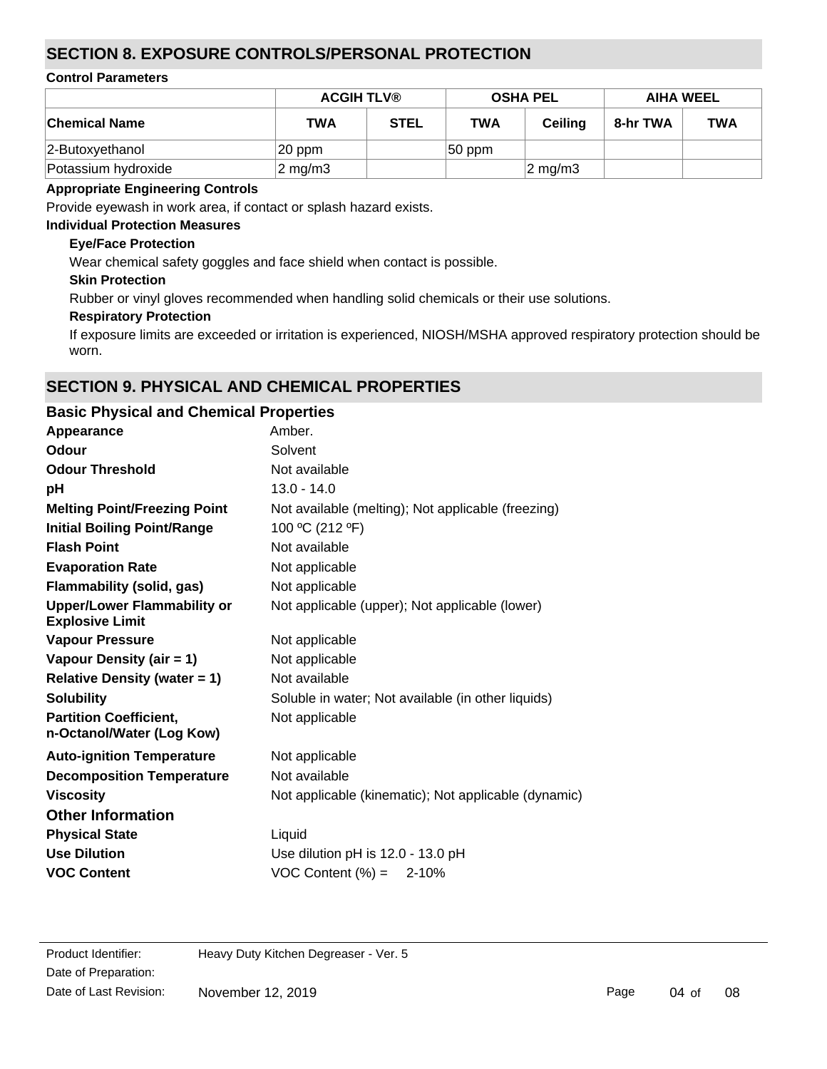## SECTION 8. EXPOSURE CONTROLS/PERSONAL PROTECTION

### Control Parameters

| | ACGIH TLV® | | OSHA PEL | | AIHA WEEL | |
|---|---|---|---|---|---|---|
| **Chemical Name** | **TWA** | **STEL** | **TWA** | **Ceiling** | **8-hr TWA** | **TWA** |
| 2-Butoxyethanol | 20 ppm | | 50 ppm | | | |
| Potassium hydroxide | 2 mg/m3 | | | 2 mg/m3 | | |

### Appropriate Engineering Controls

Provide eyewash in work area, if contact or splash hazard exists.

### Individual Protection Measures

**Eye/Face Protection**

Wear chemical safety goggles and face shield when contact is possible.

**Skin Protection**

Rubber or vinyl gloves recommended when handling solid chemicals or their use solutions.

**Respiratory Protection**

If exposure limits are exceeded or irritation is experienced, NIOSH/MSHA approved respiratory protection should be worn.

## SECTION 9. PHYSICAL AND CHEMICAL PROPERTIES

### Basic Physical and Chemical Properties

| | |
|---|---|
| **Appearance** | Amber. |
| **Odour** | Solvent |
| **Odour Threshold** | Not available |
| **pH** | 13.0 - 14.0 |
| **Melting Point/Freezing Point** | Not available (melting); Not applicable (freezing) |
| **Initial Boiling Point/Range** | 100 ºC (212 ºF) |
| **Flash Point** | Not available |
| **Evaporation Rate** | Not applicable |
| **Flammability (solid, gas)** | Not applicable |
| **Upper/Lower Flammability or Explosive Limit** | Not applicable (upper); Not applicable (lower) |
| **Vapour Pressure** | Not applicable |
| **Vapour Density (air = 1)** | Not applicable |
| **Relative Density (water = 1)** | Not available |
| **Solubility** | Soluble in water; Not available (in other liquids) |
| **Partition Coefficient, n-Octanol/Water (Log Kow)** | Not applicable |
| **Auto-ignition Temperature** | Not applicable |
| **Decomposition Temperature** | Not available |
| **Viscosity** | Not applicable (kinematic); Not applicable (dynamic) |

### Other Information

| | |
|---|---|
| **Physical State** | Liquid |
| **Use Dilution** | Use dilution pH is 12.0 - 13.0 pH |
| **VOC Content** | VOC Content (%) = 2-10% |

Product Identifier: Heavy Duty Kitchen Degreaser - Ver. 5
Date of Preparation:
Date of Last Revision: November 12, 2019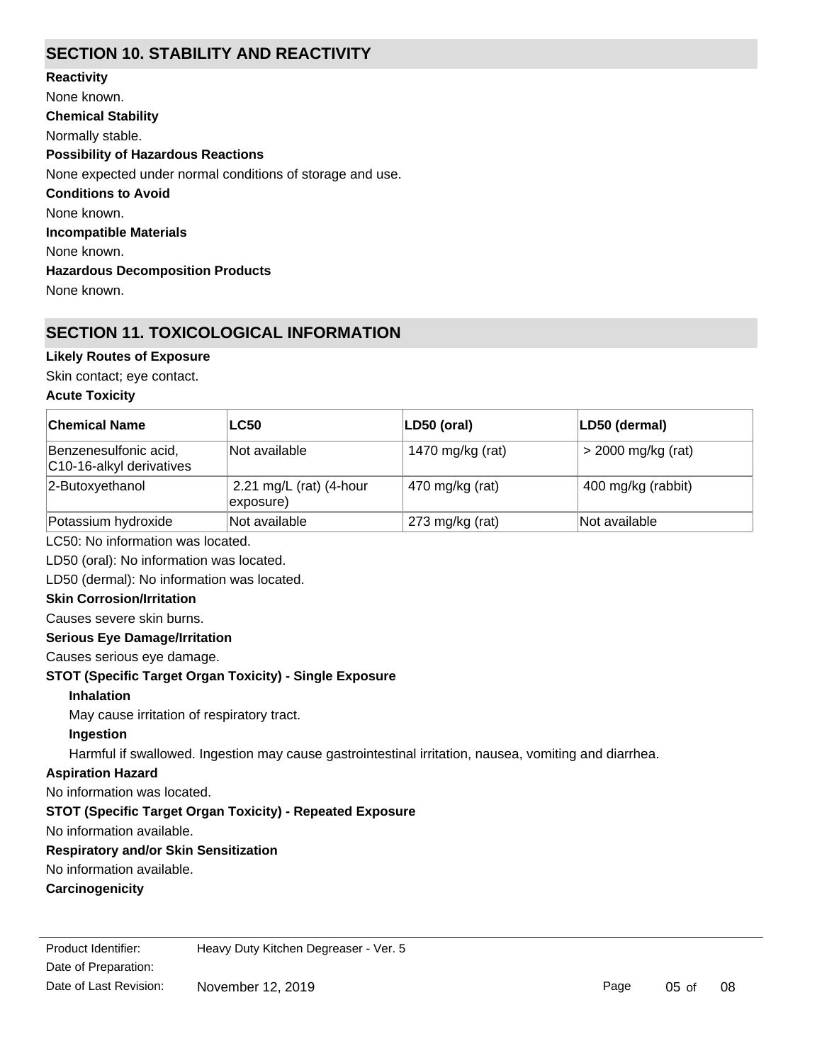## SECTION 10. STABILITY AND REACTIVITY

**Reactivity**

None known.

**Chemical Stability**

Normally stable.

**Possibility of Hazardous Reactions**

None expected under normal conditions of storage and use.

**Conditions to Avoid**

None known.

**Incompatible Materials**

None known.

**Hazardous Decomposition Products**

None known.

## SECTION 11. TOXICOLOGICAL INFORMATION

**Likely Routes of Exposure**

Skin contact; eye contact.

**Acute Toxicity**

| Chemical Name | LC50 | LD50 (oral) | LD50 (dermal) |
|---|---|---|---|
| Benzenesulfonic acid, C10-16-alkyl derivatives | Not available | 1470 mg/kg (rat) | > 2000 mg/kg (rat) |
| 2-Butoxyethanol | 2.21 mg/L (rat) (4-hour exposure) | 470 mg/kg (rat) | 400 mg/kg (rabbit) |
| Potassium hydroxide | Not available | 273 mg/kg (rat) | Not available |

LC50: No information was located.

LD50 (oral): No information was located.

LD50 (dermal): No information was located.

**Skin Corrosion/Irritation**

Causes severe skin burns.

**Serious Eye Damage/Irritation**

Causes serious eye damage.

**STOT (Specific Target Organ Toxicity) - Single Exposure**

**Inhalation**

May cause irritation of respiratory tract.

**Ingestion**

Harmful if swallowed. Ingestion may cause gastrointestinal irritation, nausea, vomiting and diarrhea.

**Aspiration Hazard**

No information was located.

**STOT (Specific Target Organ Toxicity) - Repeated Exposure**

No information available.

**Respiratory and/or Skin Sensitization**

No information available.

**Carcinogenicity**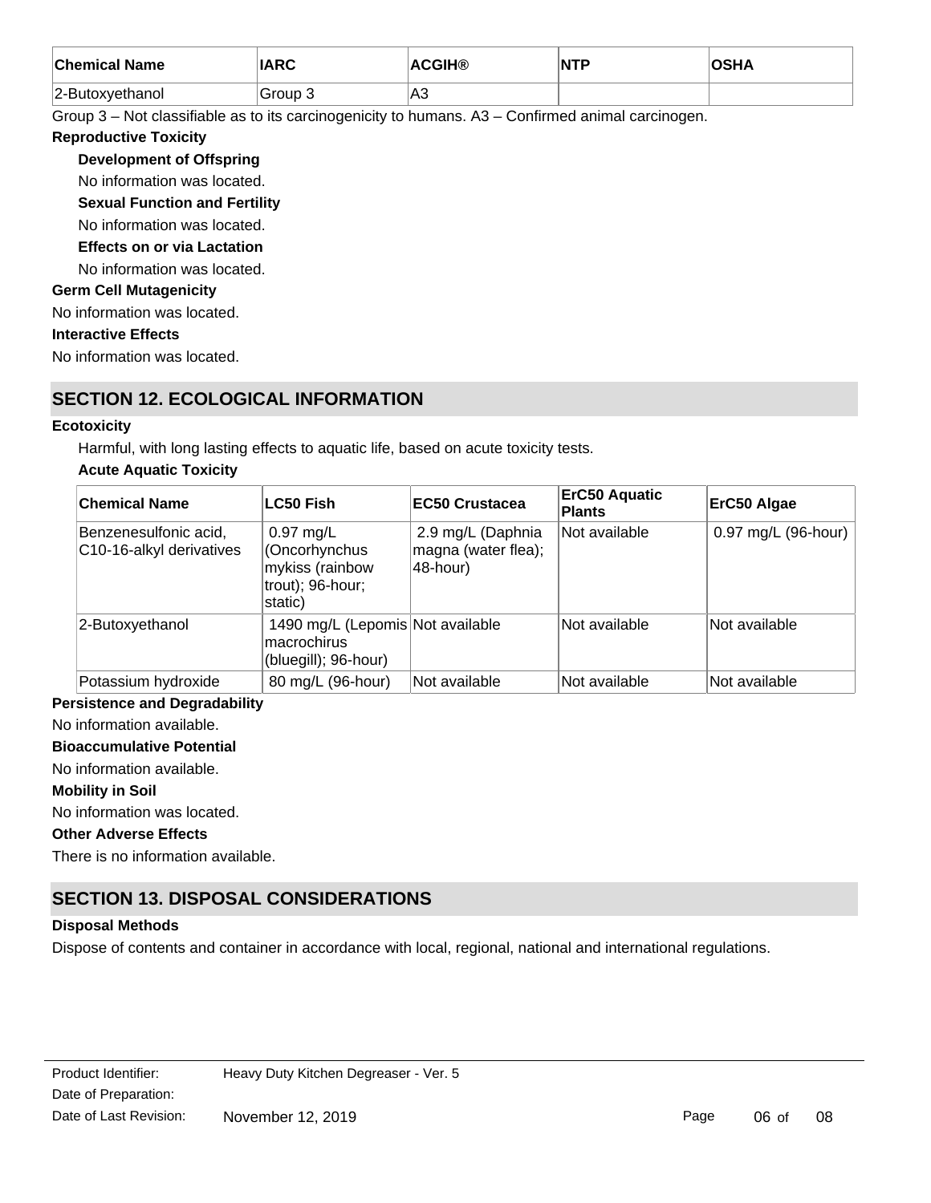| Chemical Name | IARC | ACGIH® | NTP | OSHA |
| --- | --- | --- | --- | --- |
| 2-Butoxyethanol | Group 3 | A3 | | |

Group 3 – Not classifiable as to its carcinogenicity to humans. A3 – Confirmed animal carcinogen.

**Reproductive Toxicity**

**Development of Offspring**

No information was located.

**Sexual Function and Fertility**

No information was located.

**Effects on or via Lactation**

No information was located.

**Germ Cell Mutagenicity**

No information was located.

**Interactive Effects**

No information was located.

## SECTION 12. ECOLOGICAL INFORMATION

**Ecotoxicity**

Harmful, with long lasting effects to aquatic life, based on acute toxicity tests.

**Acute Aquatic Toxicity**

| Chemical Name | LC50 Fish | EC50 Crustacea | ErC50 Aquatic Plants | ErC50 Algae |
| --- | --- | --- | --- | --- |
| Benzenesulfonic acid, C10-16-alkyl derivatives | 0.97 mg/L (Oncorhynchus mykiss (rainbow trout); 96-hour; static) | 2.9 mg/L (Daphnia magna (water flea); 48-hour) | Not available | 0.97 mg/L (96-hour) |
| 2-Butoxyethanol | 1490 mg/L (Lepomis macrochirus (bluegill); 96-hour) | Not available | Not available | Not available |
| Potassium hydroxide | 80 mg/L (96-hour) | Not available | Not available | Not available |

**Persistence and Degradability**

No information available.

**Bioaccumulative Potential**

No information available.

**Mobility in Soil**

No information was located.

**Other Adverse Effects**

There is no information available.

## SECTION 13. DISPOSAL CONSIDERATIONS

**Disposal Methods**

Dispose of contents and container in accordance with local, regional, national and international regulations.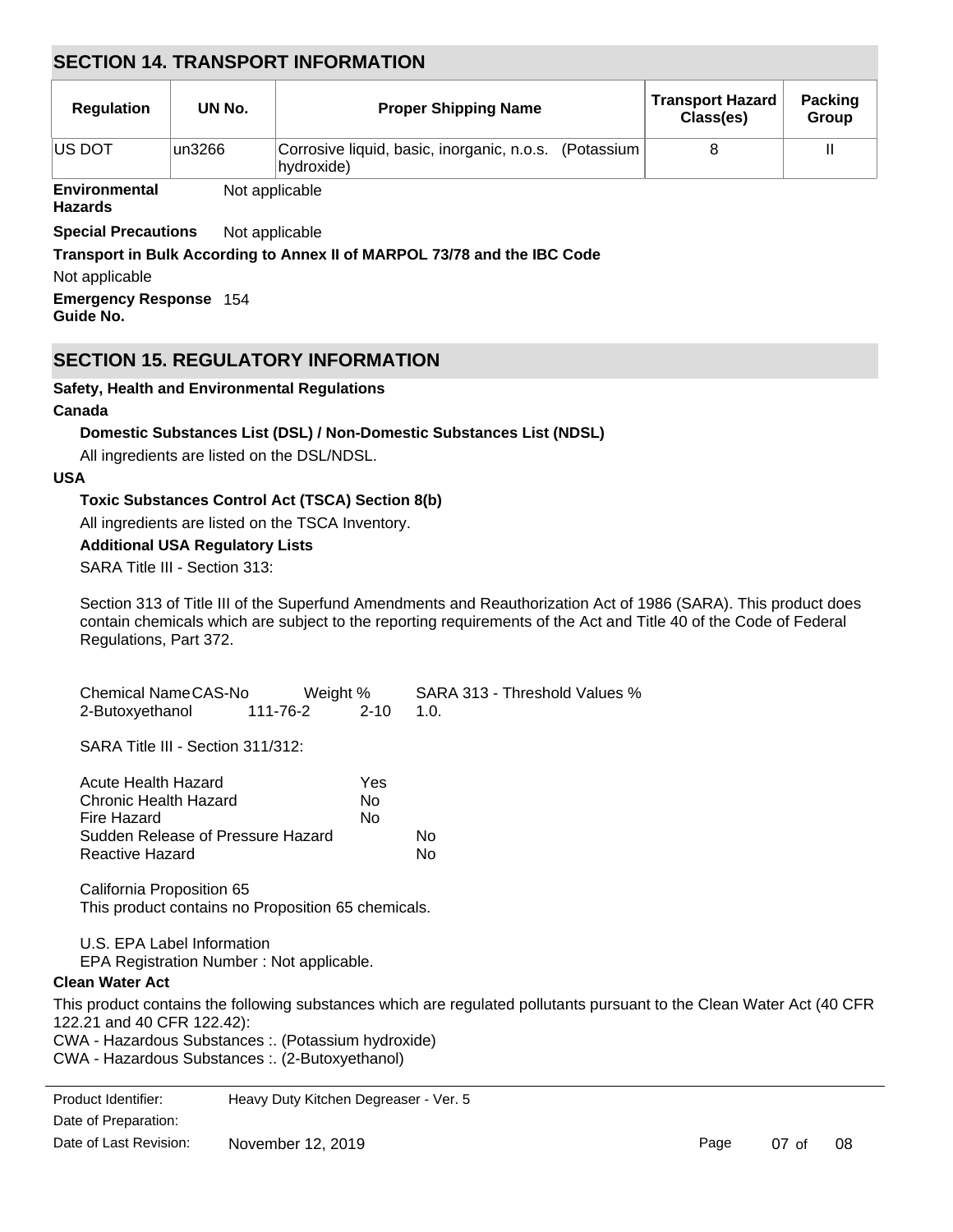## SECTION 14. TRANSPORT INFORMATION

| Regulation | UN No. | Proper Shipping Name | Transport Hazard Class(es) | Packing Group |
|---|---|---|---|---|
| US DOT | un3266 | Corrosive liquid, basic, inorganic, n.o.s. (Potassium hydroxide) | 8 | II |

**Environmental Hazards** Not applicable

**Special Precautions** Not applicable

**Transport in Bulk According to Annex II of MARPOL 73/78 and the IBC Code**

Not applicable

**Emergency Response Guide No.** 154

## SECTION 15. REGULATORY INFORMATION

**Safety, Health and Environmental Regulations**

**Canada**

**Domestic Substances List (DSL) / Non-Domestic Substances List (NDSL)**

All ingredients are listed on the DSL/NDSL.

**USA**

**Toxic Substances Control Act (TSCA) Section 8(b)**

All ingredients are listed on the TSCA Inventory.

**Additional USA Regulatory Lists**

SARA Title III - Section 313:

Section 313 of Title III of the Superfund Amendments and Reauthorization Act of 1986 (SARA). This product does contain chemicals which are subject to the reporting requirements of the Act and Title 40 of the Code of Federal Regulations, Part 372.

| Chemical Name | CAS-No | Weight % | SARA 313 - Threshold Values % |
|---|---|---|---|
| 2-Butoxyethanol | 111-76-2 | 2-10 | 1.0. |

SARA Title III - Section 311/312:

| | |
|---|---|
| Acute Health Hazard | Yes |
| Chronic Health Hazard | No |
| Fire Hazard | No |
| Sudden Release of Pressure Hazard | No |
| Reactive Hazard | No |

California Proposition 65
This product contains no Proposition 65 chemicals.

U.S. EPA Label Information
EPA Registration Number : Not applicable.

**Clean Water Act**

This product contains the following substances which are regulated pollutants pursuant to the Clean Water Act (40 CFR 122.21 and 40 CFR 122.42):
CWA - Hazardous Substances :. (Potassium hydroxide)
CWA - Hazardous Substances :. (2-Butoxyethanol)

Product Identifier: Heavy Duty Kitchen Degreaser - Ver. 5
Date of Preparation:
Date of Last Revision: November 12, 2019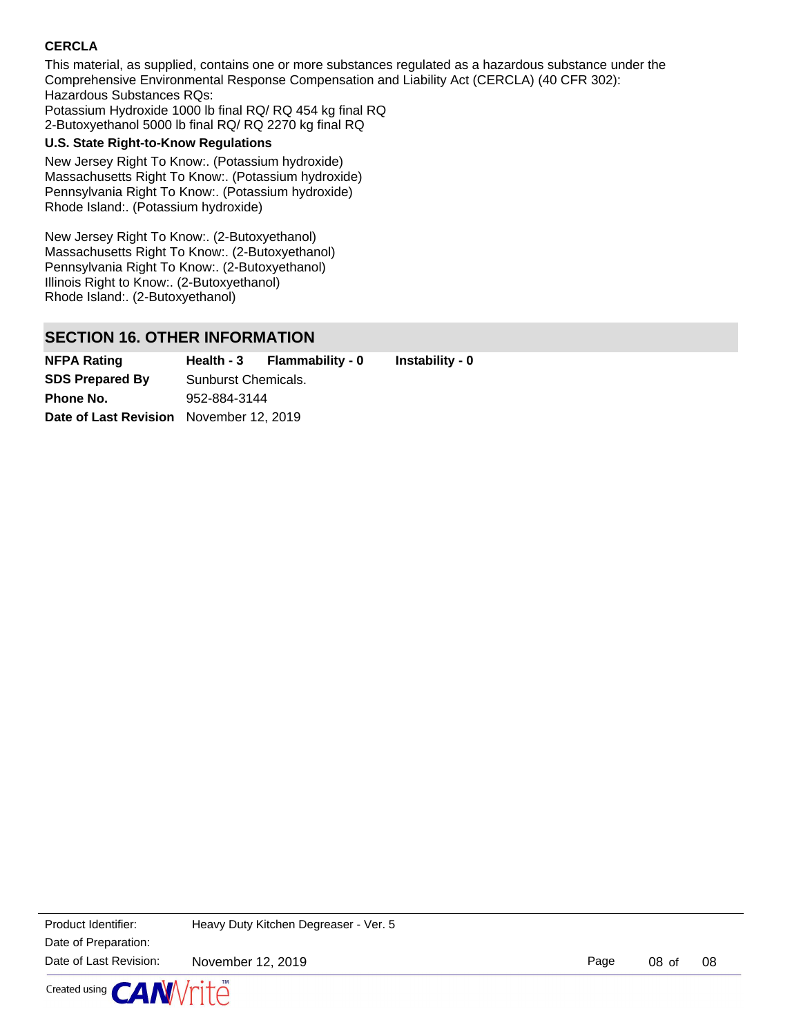**CERCLA**

This material, as supplied, contains one or more substances regulated as a hazardous substance under the Comprehensive Environmental Response Compensation and Liability Act (CERCLA) (40 CFR 302):
Hazardous Substances RQs:
Potassium Hydroxide 1000 lb final RQ/ RQ 454 kg final RQ
2-Butoxyethanol 5000 lb final RQ/ RQ 2270 kg final RQ

**U.S. State Right-to-Know Regulations**

New Jersey Right To Know:. (Potassium hydroxide)
Massachusetts Right To Know:. (Potassium hydroxide)
Pennsylvania Right To Know:. (Potassium hydroxide)
Rhode Island:. (Potassium hydroxide)

New Jersey Right To Know:. (2-Butoxyethanol)
Massachusetts Right To Know:. (2-Butoxyethanol)
Pennsylvania Right To Know:. (2-Butoxyethanol)
Illinois Right to Know:. (2-Butoxyethanol)
Rhode Island:. (2-Butoxyethanol)

## SECTION 16. OTHER INFORMATION

| | | | |
|---|---|---|---|
| **NFPA Rating** | **Health - 3** | **Flammability - 0** | **Instability - 0** |
| **SDS Prepared By** | Sunburst Chemicals. | | |
| **Phone No.** | 952-884-3144 | | |
| **Date of Last Revision** | November 12, 2019 | | |